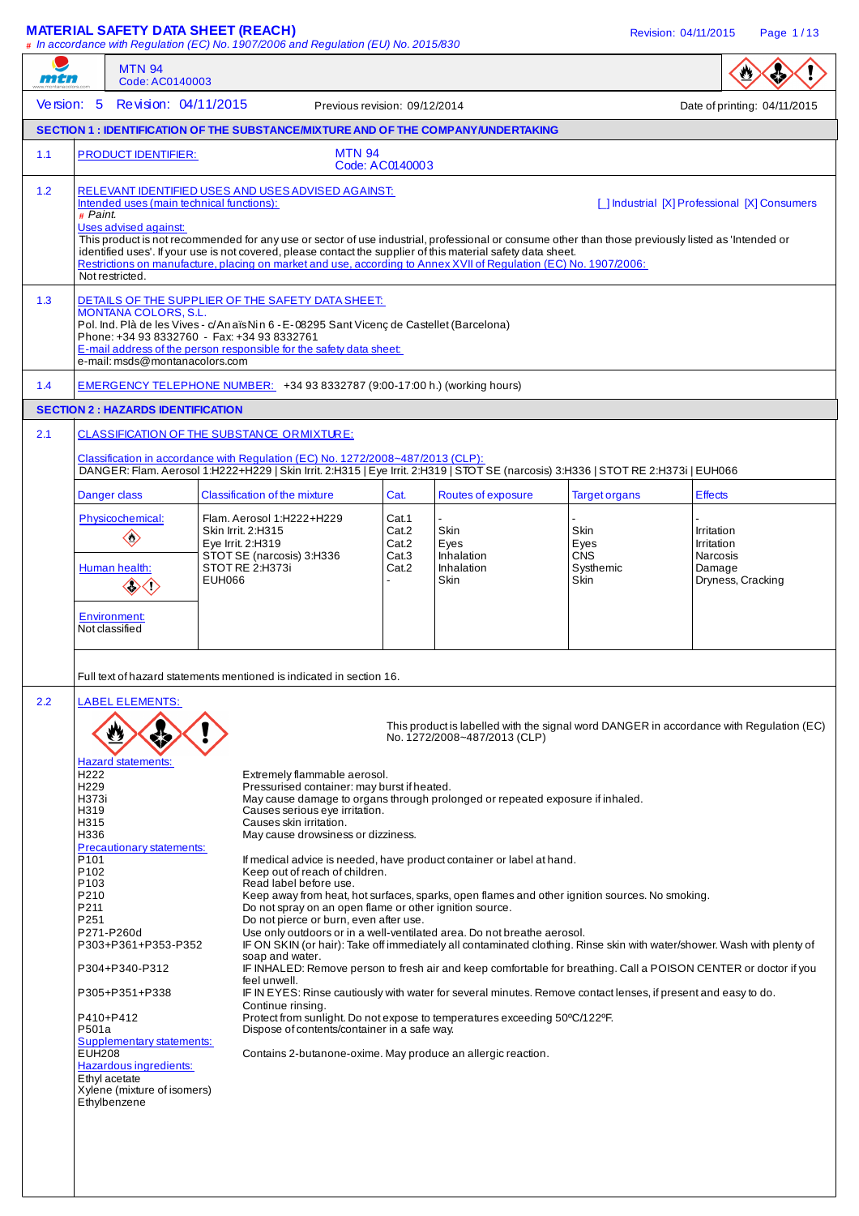# MATERIAL SAFETY DATA SHEET (REACH)

*# In accordance with Regulation (EC) No. 1907/2006 and Regulation (EU) No. 2015/830*

MTN 94
Code: AC0140003

Version: 5 Revision: 04/11/2015 Previous revision: 09/12/2014 Date of printing: 04/11/2015

## SECTION 1 : IDENTIFICATION OF THE SUBSTANCE/MIXTURE AND OF THE COMPANY/UNDERTAKING

**1.1** PRODUCT IDENTIFIER: MTN 94
Code: AC0140003

**1.2** RELEVANT IDENTIFIED USES AND USES ADVISED AGAINST:
Intended uses (main technical functions): [ ] Industrial [X] Professional [X] Consumers
*# Paint.*
Uses advised against:
This product is not recommended for any use or sector of use industrial, professional or consume other than those previously listed as 'Intended or identified uses'. If your use is not covered, please contact the supplier of this material safety data sheet.
Restrictions on manufacture, placing on market and use, according to Annex XVII of Regulation (EC) No. 1907/2006:
Not restricted.

**1.3** DETAILS OF THE SUPPLIER OF THE SAFETY DATA SHEET:
MONTANA COLORS, S.L.
Pol. Ind. Plà de les Vives - c/ Anaïs Nin 6 - E-08295 Sant Vicenç de Castellet (Barcelona)
Phone: +34 93 8332760 - Fax: +34 93 8332761
E-mail address of the person responsible for the safety data sheet:
e-mail: msds@montanacolors.com

**1.4** EMERGENCY TELEPHONE NUMBER: +34 93 8332787 (9:00-17:00 h.) (working hours)

## SECTION 2 : HAZARDS IDENTIFICATION

**2.1** CLASSIFICATION OF THE SUBSTANCE OR MIXTURE:

Classification in accordance with Regulation (EC) No. 1272/2008~487/2013 (CLP):
DANGER: Flam. Aerosol 1:H222+H229 | Skin Irrit. 2:H315 | Eye Irrit. 2:H319 | STOT SE (narcosis) 3:H336 | STOT RE 2:H373i | EUH066

| Danger class | Classification of the mixture | Cat. | Routes of exposure | Target organs | Effects |
|---|---|---|---|---|---|
| Physicochemical: | Flam. Aerosol 1:H222+H229 | Cat.1 | - | - | - |
| | Skin Irrit. 2:H315 | Cat.2 | Skin | Skin | Irritation |
| | Eye Irrit. 2:H319 | Cat.2 | Eyes | Eyes | Irritation |
| Human health: | STOT SE (narcosis) 3:H336 | Cat.3 | Inhalation | CNS | Narcosis |
| | STOT RE 2:H373i | Cat.2 | Inhalation | Systhemic | Damage |
| | EUH066 | - | Skin | Skin | Dryness, Cracking |
| Environment: Not classified | | | | | |

Full text of hazard statements mentioned is indicated in section 16.

**2.2** LABEL ELEMENTS:

This product is labelled with the signal word DANGER in accordance with Regulation (EC) No. 1272/2008~487/2013 (CLP)

Hazard statements:

| | |
|---|---|
| H222 | Extremely flammable aerosol. |
| H229 | Pressurised container: may burst if heated. |
| H373i | May cause damage to organs through prolonged or repeated exposure if inhaled. |
| H319 | Causes serious eye irritation. |
| H315 | Causes skin irritation. |
| H336 | May cause drowsiness or dizziness. |

Precautionary statements:

| | |
|---|---|
| P101 | If medical advice is needed, have product container or label at hand. |
| P102 | Keep out of reach of children. |
| P103 | Read label before use. |
| P210 | Keep away from heat, hot surfaces, sparks, open flames and other ignition sources. No smoking. |
| P211 | Do not spray on an open flame or other ignition source. |
| P251 | Do not pierce or burn, even after use. |
| P271-P260d | Use only outdoors or in a well-ventilated area. Do not breathe aerosol. |
| P303+P361+P353-P352 | IF ON SKIN (or hair): Take off immediately all contaminated clothing. Rinse skin with water/shower. Wash with plenty of soap and water. |
| P304+P340-P312 | IF INHALED: Remove person to fresh air and keep comfortable for breathing. Call a POISON CENTER or doctor if you feel unwell. |
| P305+P351+P338 | IF IN EYES: Rinse cautiously with water for several minutes. Remove contact lenses, if present and easy to do. Continue rinsing. |
| P410+P412 | Protect from sunlight. Do not expose to temperatures exceeding 50ºC/122ºF. |
| P501a | Dispose of contents/container in a safe way. |

Supplementary statements:

| | |
|---|---|
| EUH208 | Contains 2-butanone-oxime. May produce an allergic reaction. |

Hazardous ingredients:
Ethyl acetate
Xylene (mixture of isomers)
Ethylbenzene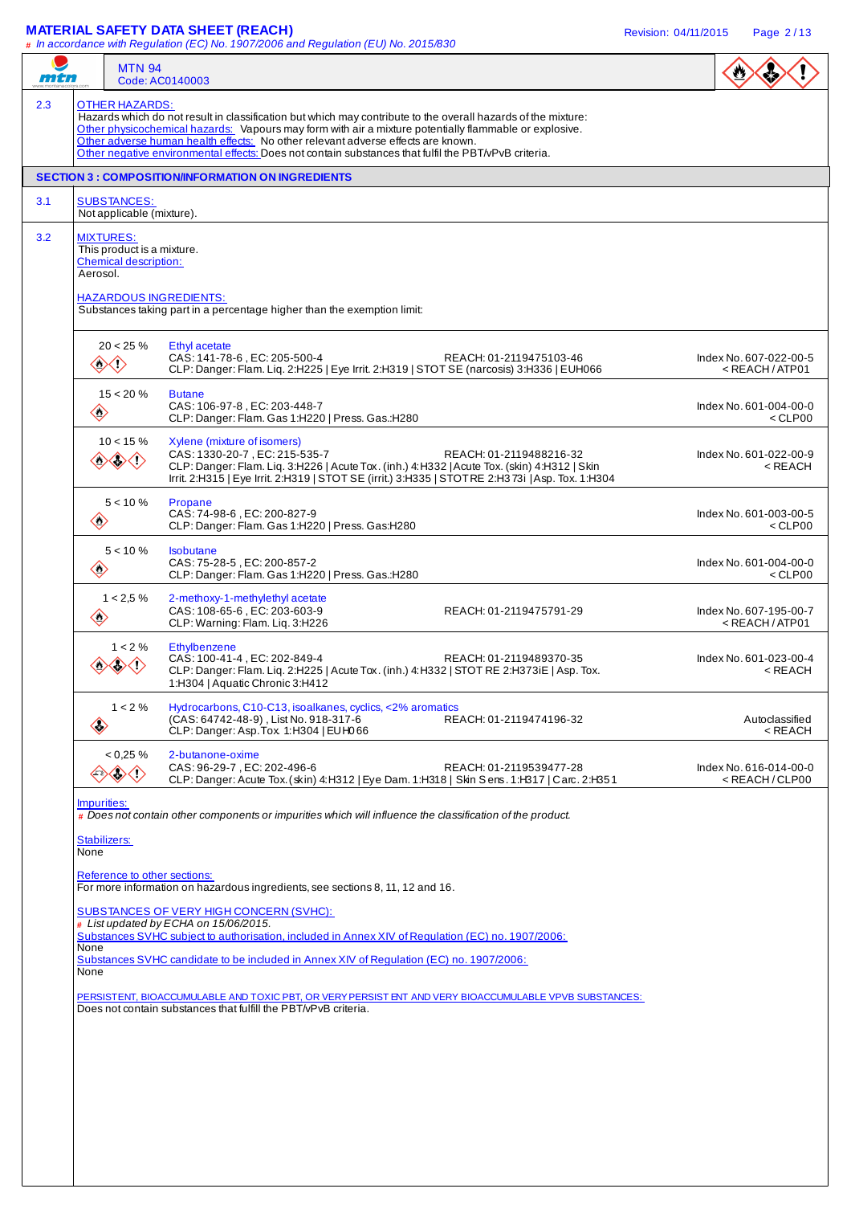**MTN 94**
Code: AC0140003

**2.3 OTHER HAZARDS:**

Hazards which do not result in classification but which may contribute to the overall hazards of the mixture:

Other physicochemical hazards: Vapours may form with air a mixture potentially flammable or explosive.

Other adverse human health effects: No other relevant adverse effects are known.

Other negative environmental effects: Does not contain substances that fulfil the PBT/vPvB criteria.

## SECTION 3 : COMPOSITION/INFORMATION ON INGREDIENTS

**3.1 SUBSTANCES:**

Not applicable (mixture).

**3.2 MIXTURES:**

This product is a mixture.

Chemical description:

Aerosol.

HAZARDOUS INGREDIENTS:

Substances taking part in a percentage higher than the exemption limit:

| % | Ingredient | REACH | Index No. |
|---|---|---|---|
| 20 < 25 % | Ethyl acetate<br>CAS: 141-78-6 , EC: 205-500-4<br>CLP: Danger: Flam. Liq. 2:H225 \| Eye Irrit. 2:H319 \| STOT SE (narcosis) 3:H336 \| EUH066 | REACH: 01-2119475103-46 | Index No. 607-022-00-5<br>< REACH / ATP01 |
| 15 < 20 % | Butane<br>CAS: 106-97-8 , EC: 203-448-7<br>CLP: Danger: Flam. Gas 1:H220 \| Press. Gas.:H280 | | Index No. 601-004-00-0<br>< CLP00 |
| 10 < 15 % | Xylene (mixture of isomers)<br>CAS: 1330-20-7 , EC: 215-535-7<br>CLP: Danger: Flam. Liq. 3:H226 \| Acute Tox. (inh.) 4:H332 \| Acute Tox. (skin) 4:H312 \| Skin Irrit. 2:H315 \| Eye Irrit. 2:H319 \| STOT SE (irrit.) 3:H335 \| STOT RE 2:H373i \| Asp. Tox. 1:H304 | REACH: 01-2119488216-32 | Index No. 601-022-00-9<br>< REACH |
| 5 < 10 % | Propane<br>CAS: 74-98-6 , EC: 200-827-9<br>CLP: Danger: Flam. Gas 1:H220 \| Press. Gas:H280 | | Index No. 601-003-00-5<br>< CLP00 |
| 5 < 10 % | Isobutane<br>CAS: 75-28-5 , EC: 200-857-2<br>CLP: Danger: Flam. Gas 1:H220 \| Press. Gas.:H280 | | Index No. 601-004-00-0<br>< CLP00 |
| 1 < 2,5 % | 2-methoxy-1-methylethyl acetate<br>CAS: 108-65-6 , EC: 203-603-9<br>CLP: Warning: Flam. Liq. 3:H226 | REACH: 01-2119475791-29 | Index No. 607-195-00-7<br>< REACH / ATP01 |
| 1 < 2 % | Ethylbenzene<br>CAS: 100-41-4 , EC: 202-849-4<br>CLP: Danger: Flam. Liq. 2:H225 \| Acute Tox. (inh.) 4:H332 \| STOT RE 2:H373iE \| Asp. Tox. 1:H304 \| Aquatic Chronic 3:H412 | REACH: 01-2119489370-35 | Index No. 601-023-00-4<br>< REACH |
| 1 < 2 % | Hydrocarbons, C10-C13, isoalkanes, cyclics, <2% aromatics<br>(CAS: 64742-48-9) , List No. 918-317-6<br>CLP: Danger: Asp. Tox 1:H304 \| EUH066 | REACH: 01-2119474196-32 | Autoclassified<br>< REACH |
| < 0,25 % | 2-butanone-oxime<br>CAS: 96-29-7 , EC: 202-496-6<br>CLP: Danger: Acute Tox. (skin) 4:H312 \| Eye Dam. 1:H318 \| Skin Sens. 1:H317 \| Carc. 2:H351 | REACH: 01-2119539477-28 | Index No. 616-014-00-0<br>< REACH / CLP00 |

Impurities:

*# Does not contain other components or impurities which will influence the classification of the product.*

Stabilizers:

None

Reference to other sections:

For more information on hazardous ingredients, see sections 8, 11, 12 and 16.

SUBSTANCES OF VERY HIGH CONCERN (SVHC):

*# List updated by ECHA on 15/06/2015.*

Substances SVHC subject to authorisation, included in Annex XIV of Regulation (EC) no. 1907/2006:

None

Substances SVHC candidate to be included in Annex XIV of Regulation (EC) no. 1907/2006:

None

PERSISTENT, BIOACCUMULABLE AND TOXIC PBT, OR VERY PERSISTENT AND VERY BIOACCUMULABLE VPVB SUBSTANCES:

Does not contain substances that fulfill the PBT/vPvB criteria.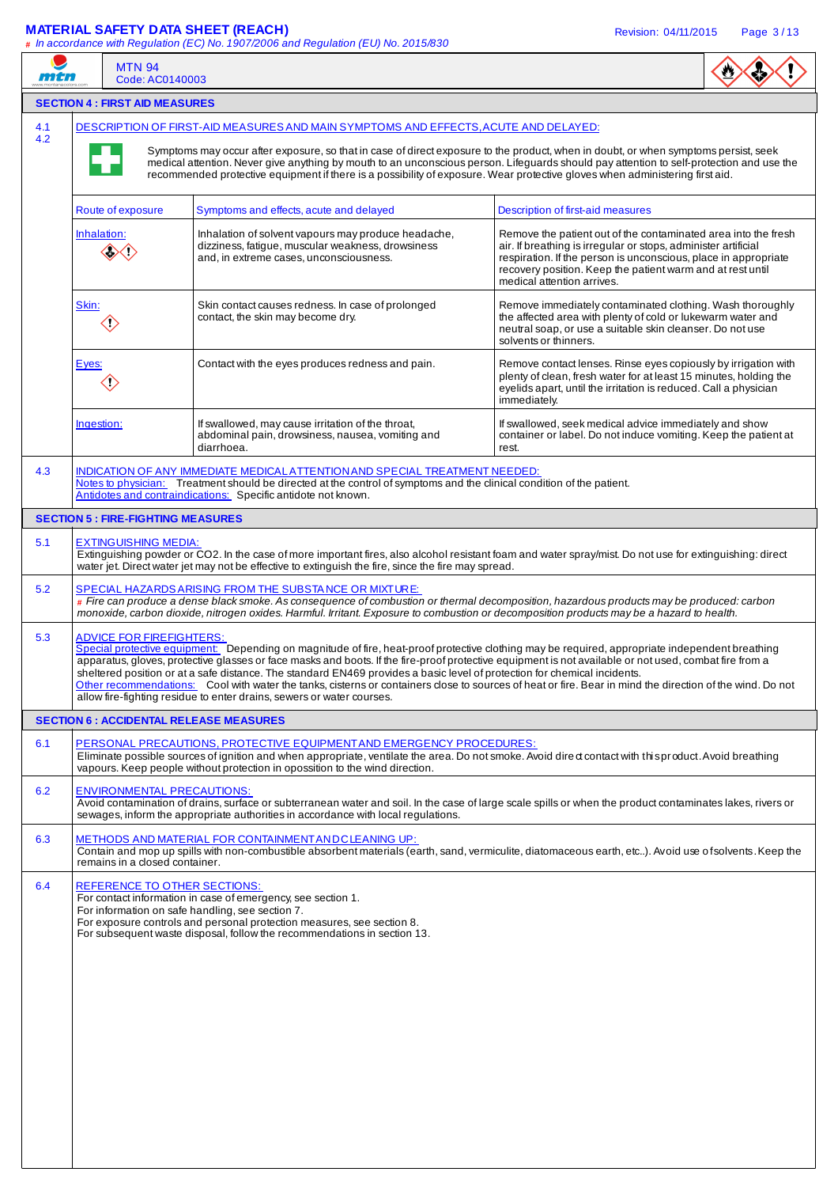**MTN 94**
Code: AC0140003

## SECTION 4 : FIRST AID MEASURES

**4.1**
**4.2**

DESCRIPTION OF FIRST-AID MEASURES AND MAIN SYMPTOMS AND EFFECTS, ACUTE AND DELAYED:

Symptoms may occur after exposure, so that in case of direct exposure to the product, when in doubt, or when symptoms persist, seek medical attention. Never give anything by mouth to an unconscious person. Lifeguards should pay attention to self-protection and use the recommended protective equipment if there is a possibility of exposure. Wear protective gloves when administering first aid.

| Route of exposure | Symptoms and effects, acute and delayed | Description of first-aid measures |
| --- | --- | --- |
| Inhalation: | Inhalation of solvent vapours may produce headache, dizziness, fatigue, muscular weakness, drowsiness and, in extreme cases, unconsciousness. | Remove the patient out of the contaminated area into the fresh air. If breathing is irregular or stops, administer artificial respiration. If the person is unconscious, place in appropriate recovery position. Keep the patient warm and at rest until medical attention arrives. |
| Skin: | Skin contact causes redness. In case of prolonged contact, the skin may become dry. | Remove immediately contaminated clothing. Wash thoroughly the affected area with plenty of cold or lukewarm water and neutral soap, or use a suitable skin cleanser. Do not use solvents or thinners. |
| Eyes: | Contact with the eyes produces redness and pain. | Remove contact lenses. Rinse eyes copiously by irrigation with plenty of clean, fresh water for at least 15 minutes, holding the eyelids apart, until the irritation is reduced. Call a physician immediately. |
| Ingestion: | If swallowed, may cause irritation of the throat, abdominal pain, drowsiness, nausea, vomiting and diarrhoea. | If swallowed, seek medical advice immediately and show container or label. Do not induce vomiting. Keep the patient at rest. |

**4.3** INDICATION OF ANY IMMEDIATE MEDICAL ATTENTION AND SPECIAL TREATMENT NEEDED:
Notes to physician: Treatment should be directed at the control of symptoms and the clinical condition of the patient.
Antidotes and contraindications: Specific antidote not known.

## SECTION 5 : FIRE-FIGHTING MEASURES

**5.1** EXTINGUISHING MEDIA:
Extinguishing powder or $CO_2$. In the case of more important fires, also alcohol resistant foam and water spray/mist. Do not use for extinguishing: direct water jet. Direct water jet may not be effective to extinguish the fire, since the fire may spread.

**5.2** SPECIAL HAZARDS ARISING FROM THE SUBSTANCE OR MIXTURE:
# *Fire can produce a dense black smoke. As consequence of combustion or thermal decomposition, hazardous products may be produced: carbon monoxide, carbon dioxide, nitrogen oxides. Harmful. Irritant. Exposure to combustion or decomposition products may be a hazard to health.*

**5.3** ADVICE FOR FIREFIGHTERS:
Special protective equipment: Depending on magnitude of fire, heat-proof protective clothing may be required, appropriate independent breathing apparatus, gloves, protective glasses or face masks and boots. If the fire-proof protective equipment is not available or not used, combat fire from a sheltered position or at a safe distance. The standard EN469 provides a basic level of protection for chemical incidents.
Other recommendations: Cool with water the tanks, cisterns or containers close to sources of heat or fire. Bear in mind the direction of the wind. Do not allow fire-fighting residue to enter drains, sewers or water courses.

## SECTION 6 : ACCIDENTAL RELEASE MEASURES

**6.1** PERSONAL PRECAUTIONS, PROTECTIVE EQUIPMENT AND EMERGENCY PROCEDURES:
Eliminate possible sources of ignition and when appropriate, ventilate the area. Do not smoke. Avoid direct contact with this product. Avoid breathing vapours. Keep people without protection in opossition to the wind direction.

**6.2** ENVIRONMENTAL PRECAUTIONS:
Avoid contamination of drains, surface or subterranean water and soil. In the case of large scale spills or when the product contaminates lakes, rivers or sewages, inform the appropriate authorities in accordance with local regulations.

**6.3** METHODS AND MATERIAL FOR CONTAINMENT AND CLEANING UP:
Contain and mop up spills with non-combustible absorbent materials (earth, sand, vermiculite, diatomaceous earth, etc..). Avoid use of solvents. Keep the remains in a closed container.

**6.4** REFERENCE TO OTHER SECTIONS:
For contact information in case of emergency, see section 1.
For information on safe handling, see section 7.
For exposure controls and personal protection measures, see section 8.
For subsequent waste disposal, follow the recommendations in section 13.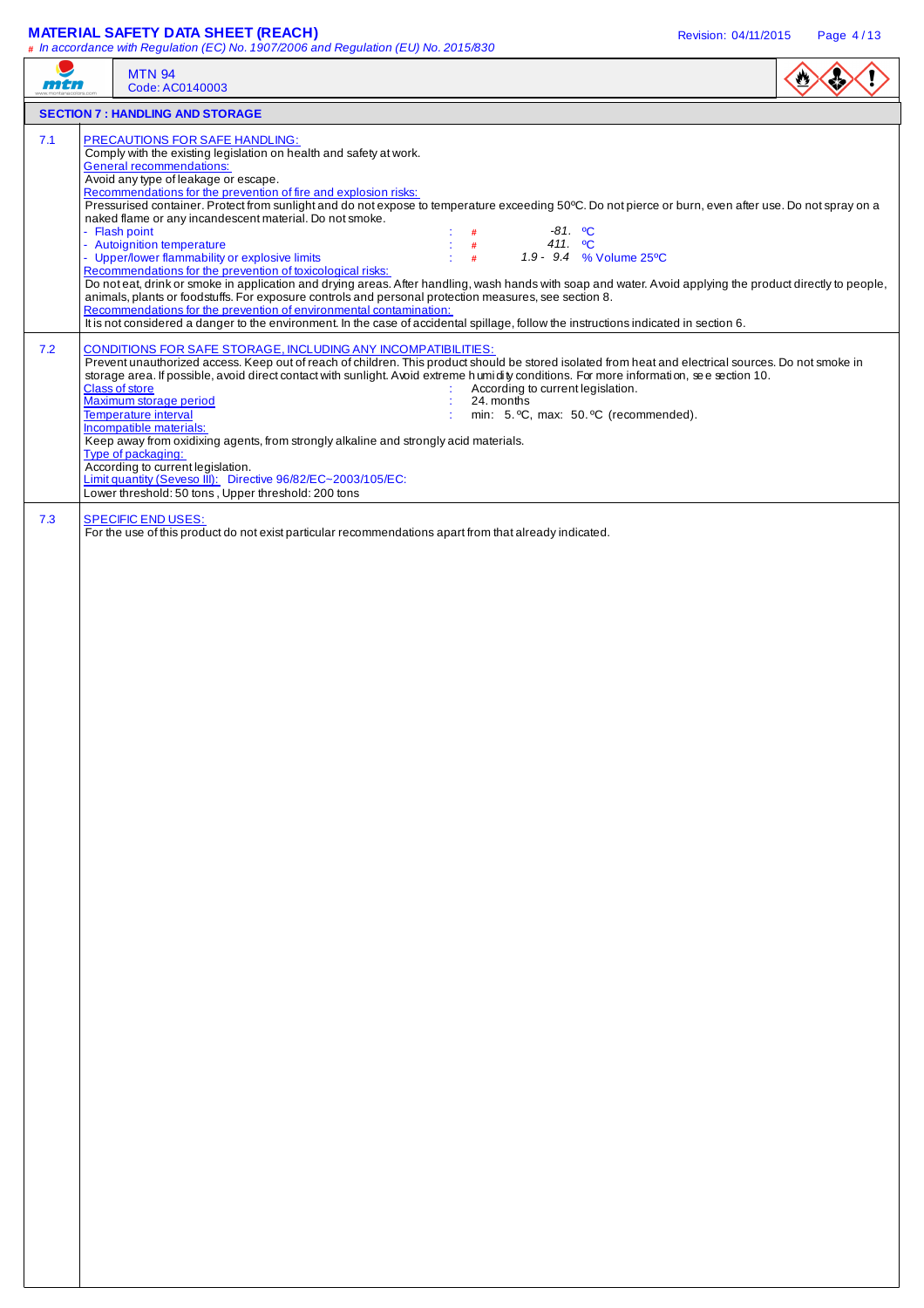## SECTION 7 : HANDLING AND STORAGE

### 7.1 PRECAUTIONS FOR SAFE HANDLING:

Comply with the existing legislation on health and safety at work.

General recommendations:

Avoid any type of leakage or escape.

Recommendations for the prevention of fire and explosion risks:

Pressurised container. Protect from sunlight and do not expose to temperature exceeding 50ºC. Do not pierce or burn, even after use. Do not spray on a naked flame or any incandescent material. Do not smoke.

- Flash point : # -81. ºC
- Autoignition temperature : # 411. ºC
- Upper/lower flammability or explosive limits : # 1.9 - 9.4 % Volume 25ºC

Recommendations for the prevention of toxicological risks:

Do not eat, drink or smoke in application and drying areas. After handling, wash hands with soap and water. Avoid applying the product directly to people, animals, plants or foodstuffs. For exposure controls and personal protection measures, see section 8.

Recommendations for the prevention of environmental contamination:

It is not considered a danger to the environment. In the case of accidental spillage, follow the instructions indicated in section 6.

### 7.2 CONDITIONS FOR SAFE STORAGE, INCLUDING ANY INCOMPATIBILITIES:

Prevent unauthorized access. Keep out of reach of children. This product should be stored isolated from heat and electrical sources. Do not smoke in storage area. If possible, avoid direct contact with sunlight. Avoid extreme humidity conditions. For more information, see section 10.

Class of store : According to current legislation.
Maximum storage period : 24. months
Temperature interval : min: 5. ºC, max: 50. ºC (recommended).

Incompatible materials:

Keep away from oxidixing agents, from strongly alkaline and strongly acid materials.

Type of packaging:

According to current legislation.

Limit quantity (Seveso III): Directive 96/82/EC~2003/105/EC:

Lower threshold: 50 tons , Upper threshold: 200 tons

### 7.3 SPECIFIC END USES:

For the use of this product do not exist particular recommendations apart from that already indicated.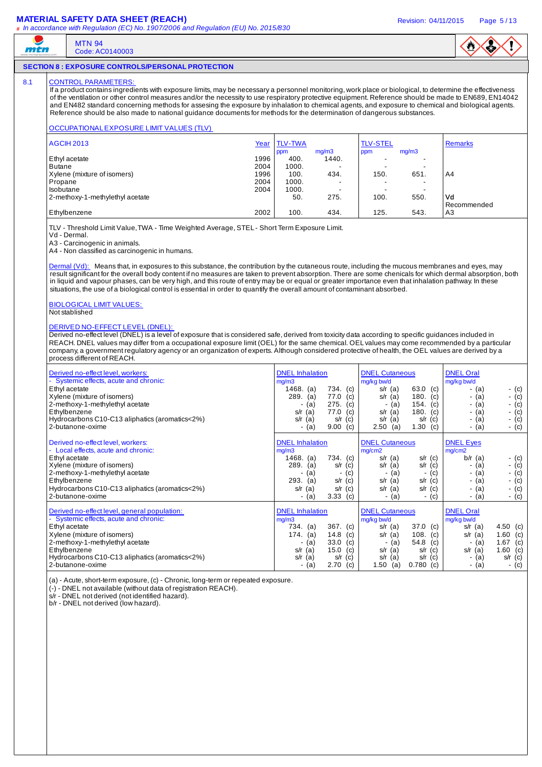## SECTION 8 : EXPOSURE CONTROLS/PERSONAL PROTECTION

### 8.1 CONTROL PARAMETERS:

If a product contains ingredients with exposure limits, may be necessary a personnel monitoring, work place or biological, to determine the effectiveness of the ventilation or other control measures and/or the necessity to use respiratory protective equipment. Reference should be made to EN689, EN14042 and EN482 standard concerning methods for assesing the exposure by inhalation to chemical agents, and exposure to chemical and biological agents. Reference should be also made to national guidance documents for methods for the determination of dangerous substances.

**OCCUPATIONAL EXPOSURE LIMIT VALUES (TLV)**

| AGCIH 2013 | Year | TLV-TWA ppm | TLV-TWA mg/m3 | TLV-STEL ppm | TLV-STEL mg/m3 | Remarks |
|---|---|---|---|---|---|---|
| Ethyl acetate | 1996 | 400. | 1440. | - | - | |
| Butane | 2004 | 1000. | - | - | - | |
| Xylene (mixture of isomers) | 1996 | 100. | 434. | 150. | 651. | A4 |
| Propane | 2004 | 1000. | - | - | - | |
| Isobutane | 2004 | 1000. | - | - | - | |
| 2-methoxy-1-methylethyl acetate | | 50. | 275. | 100. | 550. | Vd Recommended |
| Ethylbenzene | 2002 | 100. | 434. | 125. | 543. | A3 |

TLV - Threshold Limit Value, TWA - Time Weighted Average, STEL - Short Term Exposure Limit.
Vd - Dermal.
A3 - Carcinogenic in animals.
A4 - Non classified as carcinogenic in humans.

Dermal (Vd): Means that, in exposures to this substance, the contribution by the cutaneous route, including the mucous membranes and eyes, may result significant for the overall body content if no measures are taken to prevent absorption. There are some chemicals for which dermal absorption, both in liquid and vapour phases, can be very high, and this route of entry may be or equal or greater importance even that inhalation pathway. In these situations, the use of a biological control is essential in order to quantify the overall amount of contaminant absorbed.

**BIOLOGICAL LIMIT VALUES:**
Not stablished

**DERIVED NO-EFFECT LEVEL (DNEL):**
Derived no-effect level (DNEL) is a level of exposure that is considered safe, derived from toxicity data according to specific guidances included in REACH. DNEL values may differ from a occupational exposure limit (OEL) for the same chemical. OEL values may come recommended by a particular company, a government regulatory agency or an organization of experts. Although considered protective of health, the OEL values are derived by a process different of REACH.

| Derived no-effect level, workers: - Systemic effects, acute and chronic: | DNEL Inhalation mg/m3 (a) | DNEL Inhalation mg/m3 (c) | DNEL Cutaneous mg/kg bw/d (a) | DNEL Cutaneous mg/kg bw/d (c) | DNEL Oral mg/kg bw/d (a) | DNEL Oral mg/kg bw/d (c) |
|---|---|---|---|---|---|---|
| Ethyl acetate | 1468. (a) | 734. (c) | s/r (a) | 63.0 (c) | - (a) | - (c) |
| Xylene (mixture of isomers) | 289. (a) | 77.0 (c) | s/r (a) | 180. (c) | - (a) | - (c) |
| 2-methoxy-1-methylethyl acetate | - (a) | 275. (c) | - (a) | 154. (c) | - (a) | - (c) |
| Ethylbenzene | s/r (a) | 77.0 (c) | s/r (a) | 180. (c) | - (a) | - (c) |
| Hydrocarbons C10-C13 aliphatics (aromatics<2%) | s/r (a) | s/r (c) | s/r (a) | s/r (c) | - (a) | - (c) |
| 2-butanone-oxime | - (a) | 9.00 (c) | 2.50 (a) | 1.30 (c) | - (a) | - (c) |

| Derived no-effect level, workers: - Local effects, acute and chronic: | DNEL Inhalation mg/m3 (a) | DNEL Inhalation mg/m3 (c) | DNEL Cutaneous mg/cm2 (a) | DNEL Cutaneous mg/cm2 (c) | DNEL Eyes mg/cm2 (a) | DNEL Eyes mg/cm2 (c) |
|---|---|---|---|---|---|---|
| Ethyl acetate | 1468. (a) | 734. (c) | s/r (a) | s/r (c) | b/r (a) | - (c) |
| Xylene (mixture of isomers) | 289. (a) | s/r (c) | s/r (a) | s/r (c) | - (a) | - (c) |
| 2-methoxy-1-methylethyl acetate | - (a) | - (c) | - (a) | - (c) | - (a) | - (c) |
| Ethylbenzene | 293. (a) | s/r (c) | s/r (a) | s/r (c) | - (a) | - (c) |
| Hydrocarbons C10-C13 aliphatics (aromatics<2%) | s/r (a) | s/r (c) | s/r (a) | s/r (c) | - (a) | - (c) |
| 2-butanone-oxime | - (a) | 3.33 (c) | - (a) | - (c) | - (a) | - (c) |

| Derived no-effect level, general population: - Systemic effects, acute and chronic: | DNEL Inhalation mg/m3 (a) | DNEL Inhalation mg/m3 (c) | DNEL Cutaneous mg/kg bw/d (a) | DNEL Cutaneous mg/kg bw/d (c) | DNEL Oral mg/kg bw/d (a) | DNEL Oral mg/kg bw/d (c) |
|---|---|---|---|---|---|---|
| Ethyl acetate | 734. (a) | 367. (c) | s/r (a) | 37.0 (c) | s/r (a) | 4.50 (c) |
| Xylene (mixture of isomers) | 174. (a) | 14.8 (c) | s/r (a) | 108. (c) | s/r (a) | 1.60 (c) |
| 2-methoxy-1-methylethyl acetate | - (a) | 33.0 (c) | - (a) | 54.8 (c) | - (a) | 1.67 (c) |
| Ethylbenzene | s/r (a) | 15.0 (c) | s/r (a) | s/r (c) | s/r (a) | 1.60 (c) |
| Hydrocarbons C10-C13 aliphatics (aromatics<2%) | s/r (a) | s/r (c) | s/r (a) | s/r (c) | - (a) | s/r (c) |
| 2-butanone-oxime | - (a) | 2.70 (c) | 1.50 (a) | 0.780 (c) | - (a) | - (c) |

(a) - Acute, short-term exposure, (c) - Chronic, long-term or repeated exposure.
(-) - DNEL not available (without data of registration REACH).
s/r - DNEL not derived (not identified hazard).
b/r - DNEL not derived (low hazard).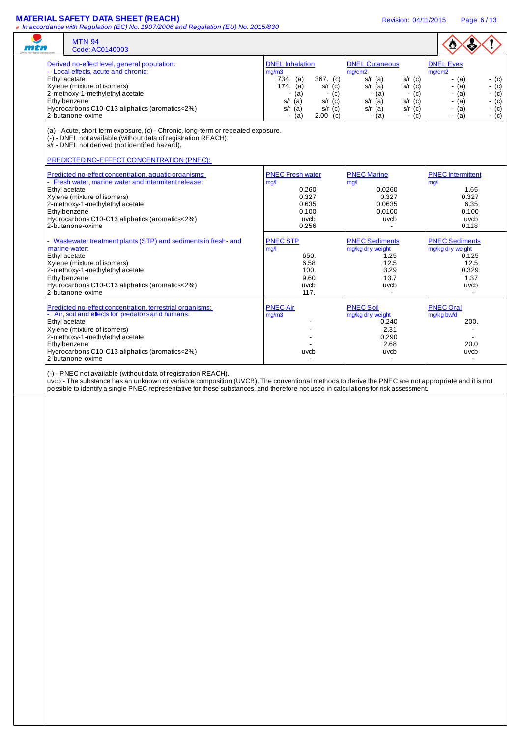| Derived no-effect level, general population: - Local effects, acute and chronic: | DNEL Inhalation mg/m3 | | DNEL Cutaneous mg/cm2 | | DNEL Eyes mg/cm2 | |
|---|---|---|---|---|---|---|
| Ethyl acetate | 734. (a) | 367. (c) | s/r (a) | s/r (c) | - (a) | - (c) |
| Xylene (mixture of isomers) | 174. (a) | s/r (c) | s/r (a) | s/r (c) | - (a) | - (c) |
| 2-methoxy-1-methylethyl acetate | - (a) | - (c) | - (a) | - (c) | - (a) | - (c) |
| Ethylbenzene | s/r (a) | s/r (c) | s/r (a) | s/r (c) | - (a) | - (c) |
| Hydrocarbons C10-C13 aliphatics (aromatics<2%) | s/r (a) | s/r (c) | s/r (a) | s/r (c) | - (a) | - (c) |
| 2-butanone-oxime | - (a) | 2.00 (c) | - (a) | - (c) | - (a) | - (c) |

(a) - Acute, short-term exposure, (c) - Chronic, long-term or repeated exposure.
(-) - DNEL not available (without data of registration REACH).
s/r - DNEL not derived (not identified hazard).

PREDICTED NO-EFFECT CONCENTRATION (PNEC):

| Predicted no-effect concentration, aquatic organisms: - Fresh water, marine water and intermitent release: | PNEC Fresh water mg/l | PNEC Marine mg/l | PNEC Intermittent mg/l |
|---|---|---|---|
| Ethyl acetate | 0.260 | 0.0260 | 1.65 |
| Xylene (mixture of isomers) | 0.327 | 0.327 | 0.327 |
| 2-methoxy-1-methylethyl acetate | 0.635 | 0.0635 | 6.35 |
| Ethylbenzene | 0.100 | 0.0100 | 0.100 |
| Hydrocarbons C10-C13 aliphatics (aromatics<2%) | uvcb | uvcb | uvcb |
| 2-butanone-oxime | 0.256 | - | 0.118 |

| - Wastewater treatment plants (STP) and sediments in fresh- and marine water: | PNEC STP mg/l | PNEC Sediments mg/kg dry weight | PNEC Sediments mg/kg dry weight |
|---|---|---|---|
| Ethyl acetate | 650. | 1.25 | 0.125 |
| Xylene (mixture of isomers) | 6.58 | 12.5 | 12.5 |
| 2-methoxy-1-methylethyl acetate | 100. | 3.29 | 0.329 |
| Ethylbenzene | 9.60 | 13.7 | 1.37 |
| Hydrocarbons C10-C13 aliphatics (aromatics<2%) | uvcb | uvcb | uvcb |
| 2-butanone-oxime | 117. | - | - |

| Predicted no-effect concentration, terrestrial organisms: - Air, soil and effects for predators and humans: | PNEC Air mg/m3 | PNEC Soil mg/kg dry weight | PNEC Oral mg/kg bw/d |
|---|---|---|---|
| Ethyl acetate | - | 0.240 | 200. |
| Xylene (mixture of isomers) | - | 2.31 | - |
| 2-methoxy-1-methylethyl acetate | - | 0.290 | - |
| Ethylbenzene | - | 2.68 | 20.0 |
| Hydrocarbons C10-C13 aliphatics (aromatics<2%) | uvcb | uvcb | uvcb |
| 2-butanone-oxime | - | - | - |

(-) - PNEC not available (without data of registration REACH).
uvcb - The substance has an unknown or variable composition (UVCB). The conventional methods to derive the PNEC are not appropriate and it is not possible to identify a single PNEC representative for these substances, and therefore not used in calculations for risk assessment.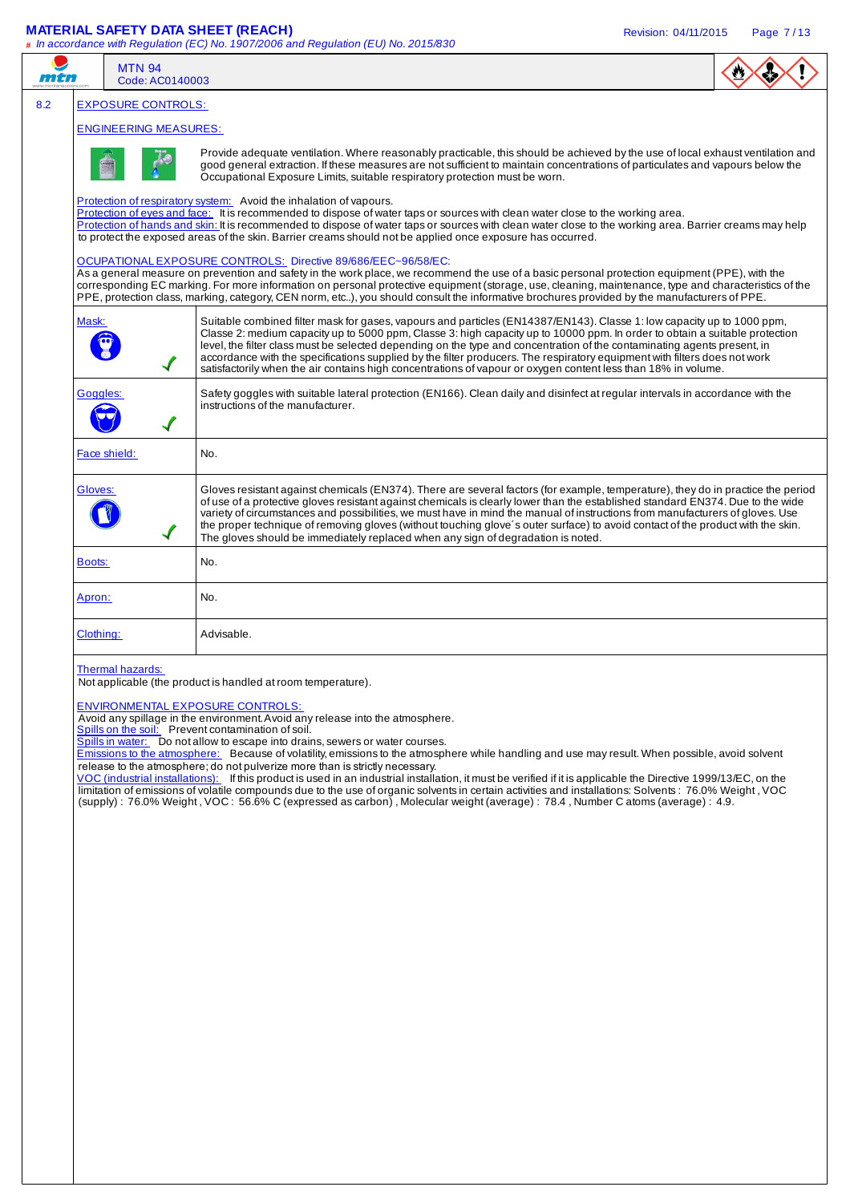## 8.2 EXPOSURE CONTROLS:

### ENGINEERING MEASURES:

Provide adequate ventilation. Where reasonably practicable, this should be achieved by the use of local exhaust ventilation and good general extraction. If these measures are not sufficient to maintain concentrations of particulates and vapours below the Occupational Exposure Limits, suitable respiratory protection must be worn.

Protection of respiratory system: Avoid the inhalation of vapours.
Protection of eyes and face: It is recommended to dispose of water taps or sources with clean water close to the working area.
Protection of hands and skin: It is recommended to dispose of water taps or sources with clean water close to the working area. Barrier creams may help to protect the exposed areas of the skin. Barrier creams should not be applied once exposure has occurred.

### OCUPATIONAL EXPOSURE CONTROLS: Directive 89/686/EEC~96/58/EC:

As a general measure on prevention and safety in the work place, we recommend the use of a basic personal protection equipment (PPE), with the corresponding EC marking. For more information on personal protective equipment (storage, use, cleaning, maintenance, type and characteristics of the PPE, protection class, marking, category, CEN norm, etc..), you should consult the informative brochures provided by the manufacturers of PPE.

| | |
|---|---|
| Mask: ✓ | Suitable combined filter mask for gases, vapours and particles (EN14387/EN143). Classe 1: low capacity up to 1000 ppm, Classe 2: medium capacity up to 5000 ppm, Classe 3: high capacity up to 10000 ppm. In order to obtain a suitable protection level, the filter class must be selected depending on the type and concentration of the contaminating agents present, in accordance with the specifications supplied by the filter producers. The respiratory equipment with filters does not work satisfactorily when the air contains high concentrations of vapour or oxygen content less than 18% in volume. |
| Goggles: ✓ | Safety goggles with suitable lateral protection (EN166). Clean daily and disinfect at regular intervals in accordance with the instructions of the manufacturer. |
| Face shield: | No. |
| Gloves: ✓ | Gloves resistant against chemicals (EN374). There are several factors (for example, temperature), they do in practice the period of use of a protective gloves resistant against chemicals is clearly lower than the established standard EN374. Due to the wide variety of circumstances and possibilities, we must have in mind the manual of instructions from manufacturers of gloves. Use the proper technique of removing gloves (without touching glove´s outer surface) to avoid contact of the product with the skin. The gloves should be immediately replaced when any sign of degradation is noted. |
| Boots: | No. |
| Apron: | No. |
| Clothing: | Advisable. |

Thermal hazards:
Not applicable (the product is handled at room temperature).

### ENVIRONMENTAL EXPOSURE CONTROLS:

Avoid any spillage in the environment. Avoid any release into the atmosphere.
Spills on the soil: Prevent contamination of soil.
Spills in water: Do not allow to escape into drains, sewers or water courses.
Emissions to the atmosphere: Because of volatility, emissions to the atmosphere while handling and use may result. When possible, avoid solvent release to the atmosphere; do not pulverize more than is strictly necessary.
VOC (industrial installations): If this product is used in an industrial installation, it must be verified if it is applicable the Directive 1999/13/EC, on the limitation of emissions of volatile compounds due to the use of organic solvents in certain activities and installations: Solvents : 76.0% Weight , VOC (supply) : 76.0% Weight , VOC : 56.6% C (expressed as carbon) , Molecular weight (average) : 78.4 , Number C atoms (average) : 4.9.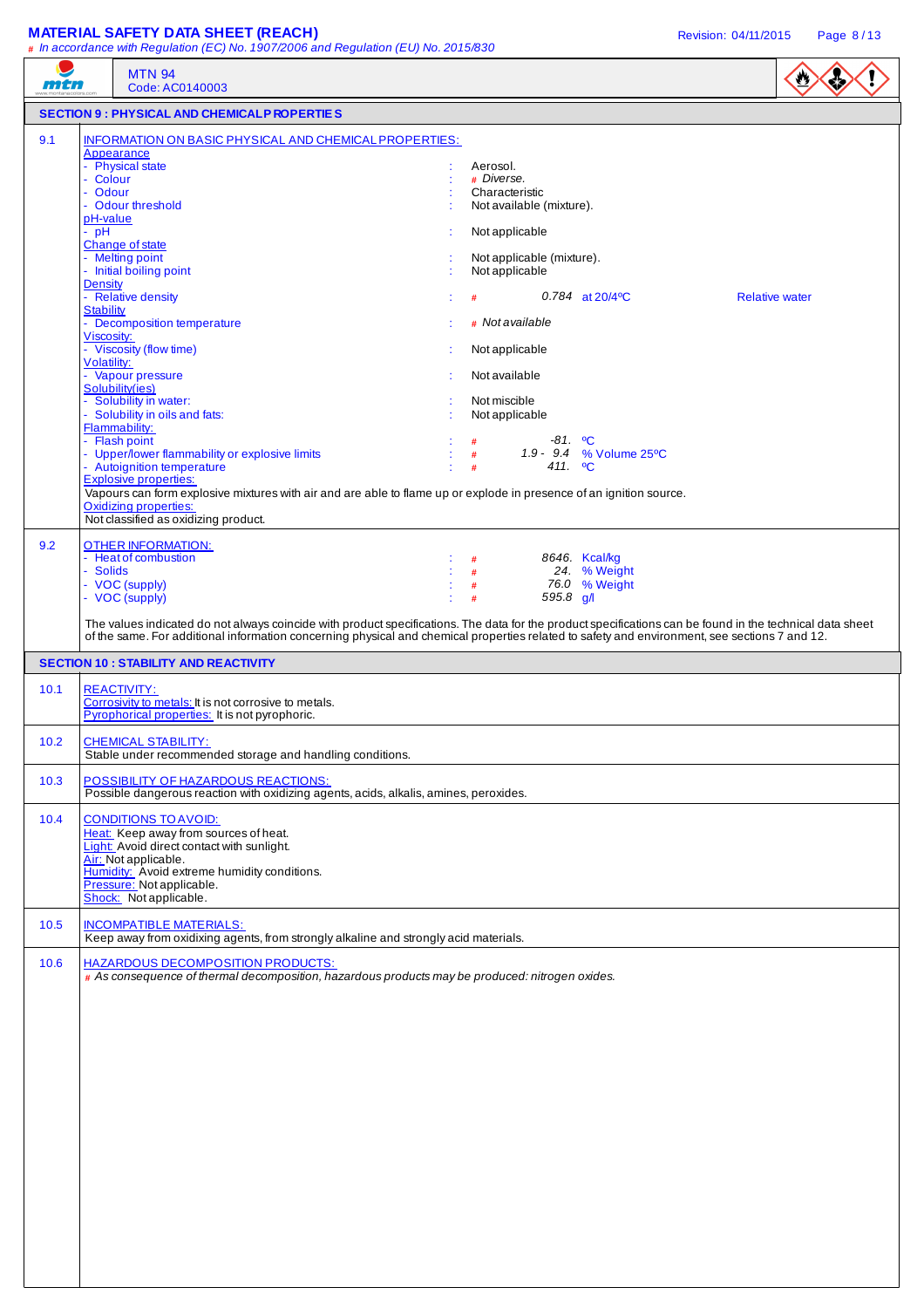**MTN 94**
Code: AC0140003

## SECTION 9 : PHYSICAL AND CHEMICAL PROPERTIES

**9.1 INFORMATION ON BASIC PHYSICAL AND CHEMICAL PROPERTIES:**

Appearance

| | | | |
|---|---|---|---|
| - Physical state | : | Aerosol. | |
| - Colour | : | # *Diverse.* | |
| - Odour | : | Characteristic | |
| - Odour threshold | : | Not available (mixture). | |

pH-value

| | | | |
|---|---|---|---|
| - pH | : | Not applicable | |

Change of state

| | | | |
|---|---|---|---|
| - Melting point | : | Not applicable (mixture). | |
| - Initial boiling point | : | Not applicable | |

Density

| | | | |
|---|---|---|---|
| - Relative density | : | # *0.784* at 20/4ºC | Relative water |

Stability

| | | | |
|---|---|---|---|
| - Decomposition temperature | : | # *Not available* | |

Viscosity:

| | | | |
|---|---|---|---|
| - Viscosity (flow time) | : | Not applicable | |

Volatility:

| | | | |
|---|---|---|---|
| - Vapour pressure | : | Not available | |

Solubility(ies)

| | | | |
|---|---|---|---|
| - Solubility in water: | : | Not miscible | |
| - Solubility in oils and fats: | : | Not applicable | |

Flammability:

| | | | |
|---|---|---|---|
| - Flash point | : | # *-81.* ºC | |
| - Upper/lower flammability or explosive limits | : | # *1.9 - 9.4* % Volume 25ºC | |
| - Autoignition temperature | : | # *411.* ºC | |

Explosive properties:
Vapours can form explosive mixtures with air and are able to flame up or explode in presence of an ignition source.

Oxidizing properties:
Not classified as oxidizing product.

**9.2 OTHER INFORMATION:**

| | | |
|---|---|---|
| - Heat of combustion | : | # *8646.* Kcal/kg |
| - Solids | : | # *24.* % Weight |
| - VOC (supply) | : | # *76.0* % Weight |
| - VOC (supply) | : | # *595.8* g/l |

The values indicated do not always coincide with product specifications. The data for the product specifications can be found in the technical data sheet of the same. For additional information concerning physical and chemical properties related to safety and environment, see sections 7 and 12.

## SECTION 10 : STABILITY AND REACTIVITY

**10.1 REACTIVITY:**
Corrosivity to metals: It is not corrosive to metals.
Pyrophorical properties: It is not pyrophoric.

**10.2 CHEMICAL STABILITY:**
Stable under recommended storage and handling conditions.

**10.3 POSSIBILITY OF HAZARDOUS REACTIONS:**
Possible dangerous reaction with oxidizing agents, acids, alkalis, amines, peroxides.

**10.4 CONDITIONS TO AVOID:**
Heat: Keep away from sources of heat.
Light: Avoid direct contact with sunlight.
Air: Not applicable.
Humidity: Avoid extreme humidity conditions.
Pressure: Not applicable.
Shock: Not applicable.

**10.5 INCOMPATIBLE MATERIALS:**
Keep away from oxidizing agents, from strongly alkaline and strongly acid materials.

**10.6 HAZARDOUS DECOMPOSITION PRODUCTS:**
# *As consequence of thermal decomposition, hazardous products may be produced: nitrogen oxides.*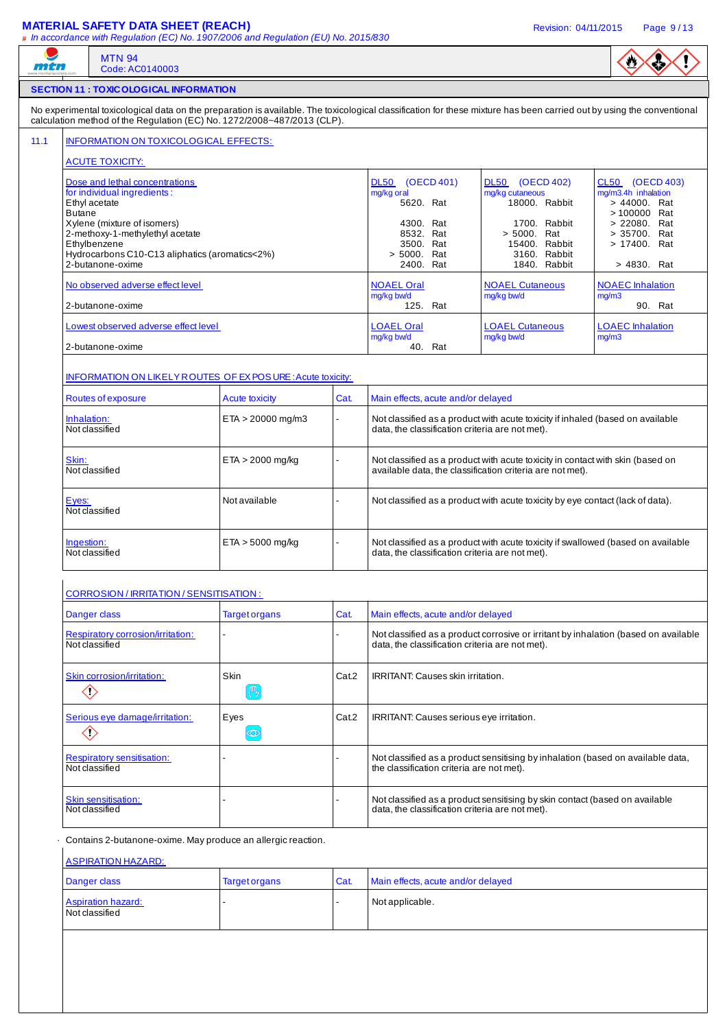## SECTION 11 : TOXICOLOGICAL INFORMATION

No experimental toxicological data on the preparation is available. The toxicological classification for these mixture has been carried out by using the conventional calculation method of the Regulation (EC) No. 1272/2008~487/2013 (CLP).

### 11.1 INFORMATION ON TOXICOLOGICAL EFFECTS:

#### ACUTE TOXICITY:

| Dose and lethal concentrations for individual ingredients : | DL50 (OECD 401) mg/kg oral | DL50 (OECD 402) mg/kg cutaneous | CL50 (OECD 403) mg/m3.4h inhalation |
|---|---|---|---|
| Ethyl acetate | 5620. Rat | 18000. Rabbit | > 44000. Rat |
| Butane | | | > 100000 Rat |
| Xylene (mixture of isomers) | 4300. Rat | 1700. Rabbit | > 22080. Rat |
| 2-methoxy-1-methylethyl acetate | 8532. Rat | > 5000. Rat | > 35700. Rat |
| Ethylbenzene | 3500. Rat | 15400. Rabbit | > 17400. Rat |
| Hydrocarbons C10-C13 aliphatics (aromatics<2%) | > 5000. Rat | 3160. Rabbit | |
| 2-butanone-oxime | 2400. Rat | 1840. Rabbit | > 4830. Rat |

| No observed adverse effect level | NOAEL Oral mg/kg bw/d | NOAEL Cutaneous mg/kg bw/d | NOAEC Inhalation mg/m3 |
|---|---|---|---|
| 2-butanone-oxime | 125. Rat | | 90. Rat |

| Lowest observed adverse effect level | LOAEL Oral mg/kg bw/d | LOAEL Cutaneous mg/kg bw/d | LOAEC Inhalation mg/m3 |
|---|---|---|---|
| 2-butanone-oxime | 40. Rat | | |

#### INFORMATION ON LIKELY ROUTES OF EXPOSURE: Acute toxicity:

| Routes of exposure | Acute toxicity | Cat. | Main effects, acute and/or delayed |
|---|---|---|---|
| Inhalation: Not classified | ETA > 20000 mg/m3 | - | Not classified as a product with acute toxicity if inhaled (based on available data, the classification criteria are not met). |
| Skin: Not classified | ETA > 2000 mg/kg | - | Not classified as a product with acute toxicity in contact with skin (based on available data, the classification criteria are not met). |
| Eyes: Not classified | Not available | - | Not classified as a product with acute toxicity by eye contact (lack of data). |
| Ingestion: Not classified | ETA > 5000 mg/kg | - | Not classified as a product with acute toxicity if swallowed (based on available data, the classification criteria are not met). |

#### CORROSION / IRRITATION / SENSITISATION :

| Danger class | Target organs | Cat. | Main effects, acute and/or delayed |
|---|---|---|---|
| Respiratory corrosion/irritation: Not classified | - | - | Not classified as a product corrosive or irritant by inhalation (based on available data, the classification criteria are not met). |
| Skin corrosion/irritation: | Skin | Cat.2 | IRRITANT: Causes skin irritation. |
| Serious eye damage/irritation: | Eyes | Cat.2 | IRRITANT: Causes serious eye irritation. |
| Respiratory sensitisation: Not classified | - | - | Not classified as a product sensitising by inhalation (based on available data, the classification criteria are not met). |
| Skin sensitisation: Not classified | - | - | Not classified as a product sensitising by skin contact (based on available data, the classification criteria are not met). |

· Contains 2-butanone-oxime. May produce an allergic reaction.

#### ASPIRATION HAZARD:

| Danger class | Target organs | Cat. | Main effects, acute and/or delayed |
|---|---|---|---|
| Aspiration hazard: Not classified | - | - | Not applicable. |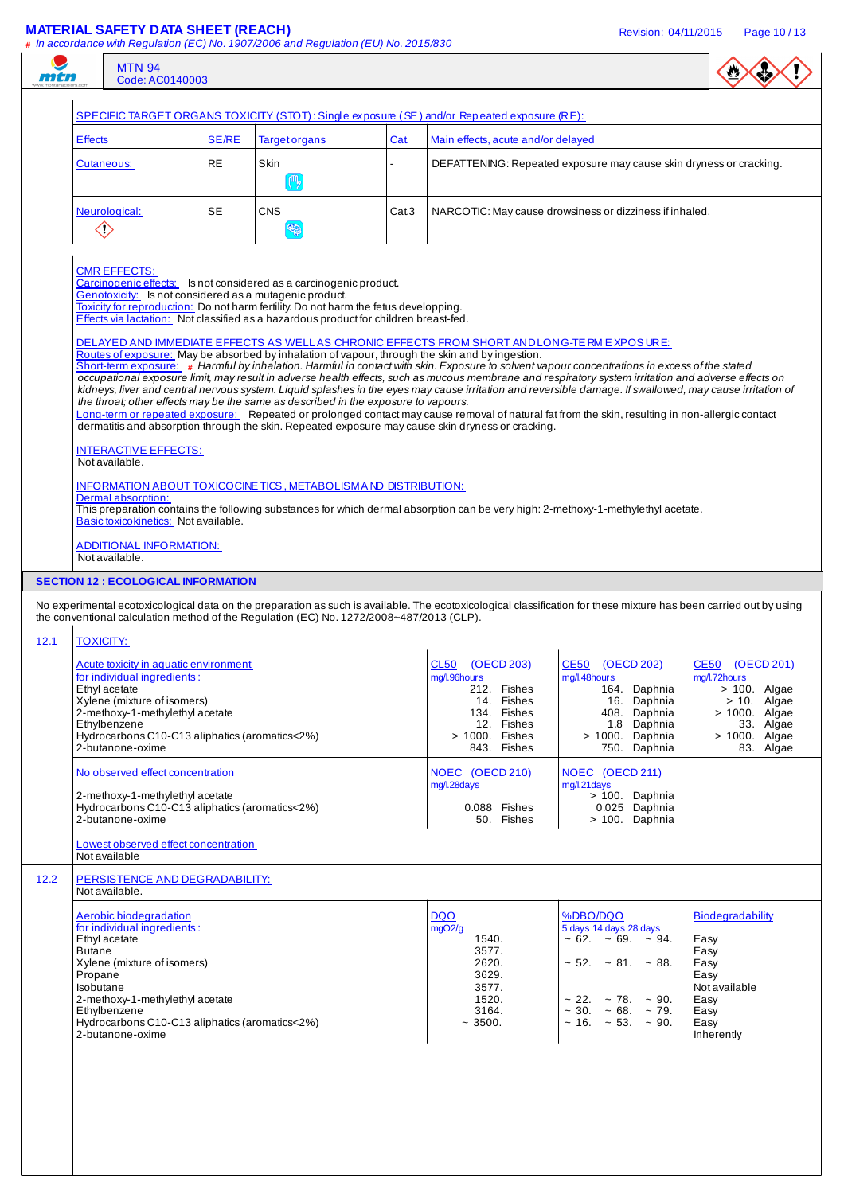SPECIFIC TARGET ORGANS TOXICITY (STOT): Single exposure (SE) and/or Repeated exposure (RE):

| Effects | SE/RE | Target organs | Cat. | Main effects, acute and/or delayed |
|---|---|---|---|---|
| Cutaneous: | RE | Skin | - | DEFATTENING: Repeated exposure may cause skin dryness or cracking. |
| Neurological: | SE | CNS | Cat.3 | NARCOTIC: May cause drowsiness or dizziness if inhaled. |

CMR EFFECTS:
Carcinogenic effects: Is not considered as a carcinogenic product.
Genotoxicity: Is not considered as a mutagenic product.
Toxicity for reproduction: Do not harm fertility. Do not harm the fetus developping.
Effects via lactation: Not classified as a hazardous product for children breast-fed.

DELAYED AND IMMEDIATE EFFECTS AS WELL AS CHRONIC EFFECTS FROM SHORT AND LONG-TERM EXPOSURE:
Routes of exposure: May be absorbed by inhalation of vapour, through the skin and by ingestion.
Short-term exposure: # *Harmful by inhalation. Harmful in contact with skin. Exposure to solvent vapour concentrations in excess of the stated occupational exposure limit, may result in adverse health effects, such as mucous membrane and respiratory system irritation and adverse effects on kidneys, liver and central nervous system. Liquid splashes in the eyes may cause irritation and reversible damage. If swallowed, may cause irritation of the throat; other effects may be the same as described in the exposure to vapours.*
Long-term or repeated exposure: Repeated or prolonged contact may cause removal of natural fat from the skin, resulting in non-allergic contact dermatitis and absorption through the skin. Repeated exposure may cause skin dryness or cracking.

INTERACTIVE EFFECTS:
Not available.

INFORMATION ABOUT TOXICOCINETICS, METABOLISM AND DISTRIBUTION:
Dermal absorption:
This preparation contains the following substances for which dermal absorption can be very high: 2-methoxy-1-methylethyl acetate.
Basic toxicokinetics: Not available.

ADDITIONAL INFORMATION:
Not available.

## SECTION 12 : ECOLOGICAL INFORMATION

No experimental ecotoxicological data on the preparation as such is available. The ecotoxicological classification for these mixture has been carried out by using the conventional calculation method of the Regulation (EC) No. 1272/2008~487/2013 (CLP).

### 12.1 TOXICITY:

| Acute toxicity in aquatic environment for individual ingredients: | CL50 (OECD 203) mg/l.96hours | CE50 (OECD 202) mg/l.48hours | CE50 (OECD 201) mg/l.72hours |
|---|---|---|---|
| Ethyl acetate | 212. Fishes | 164. Daphnia | > 100. Algae |
| Xylene (mixture of isomers) | 14. Fishes | 16. Daphnia | > 10. Algae |
| 2-methoxy-1-methylethyl acetate | 134. Fishes | 408. Daphnia | > 1000. Algae |
| Ethylbenzene | 12. Fishes | 1.8 Daphnia | 33. Algae |
| Hydrocarbons C10-C13 aliphatics (aromatics<2%) | > 1000. Fishes | > 1000. Daphnia | > 1000. Algae |
| 2-butanone-oxime | 843. Fishes | 750. Daphnia | 83. Algae |

| No observed effect concentration | NOEC (OECD 210) mg/l.28days | NOEC (OECD 211) mg/l.21days |
|---|---|---|
| 2-methoxy-1-methylethyl acetate | | > 100. Daphnia |
| Hydrocarbons C10-C13 aliphatics (aromatics<2%) | 0.088 Fishes | 0.025 Daphnia |
| 2-butanone-oxime | 50. Fishes | > 100. Daphnia |

Lowest observed effect concentration
Not available

### 12.2 PERSISTENCE AND DEGRADABILITY:

Not available.

| Aerobic biodegradation for individual ingredients: | DQO mgO2/g | %DBO/DQO 5 days | 14 days | 28 days | Biodegradability |
|---|---|---|---|---|---|
| Ethyl acetate | 1540. | ~ 62. | ~ 69. | ~ 94. | Easy |
| Butane | 3577. | | | | Easy |
| Xylene (mixture of isomers) | 2620. | ~ 52. | ~ 81. | ~ 88. | Easy |
| Propane | 3629. | | | | Easy |
| Isobutane | 3577. | | | | Not available |
| 2-methoxy-1-methylethyl acetate | 1520. | ~ 22. | ~ 78. | ~ 90. | Easy |
| Ethylbenzene | 3164. | ~ 30. | ~ 68. | ~ 79. | Easy |
| Hydrocarbons C10-C13 aliphatics (aromatics<2%) | ~ 3500. | ~ 16. | ~ 53. | ~ 90. | Easy |
| 2-butanone-oxime | | | | | Inherently |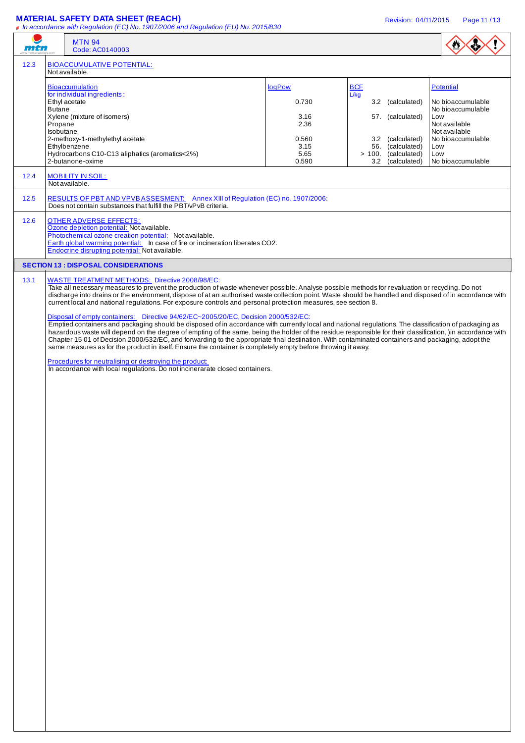**12.3** BIOACCUMULATIVE POTENTIAL:
Not available.

| Bioaccumulation for individual ingredients: | logPow | BCF L/kg | Potential |
|---|---|---|---|
| Ethyl acetate | 0.730 | 3.2 (calculated) | No bioaccumulable |
| Butane | | | No bioaccumulable |
| Xylene (mixture of isomers) | 3.16 | 57. (calculated) | Low |
| Propane | 2.36 | | Not available |
| Isobutane | | | Not available |
| 2-methoxy-1-methylethyl acetate | 0.560 | 3.2 (calculated) | No bioaccumulable |
| Ethylbenzene | 3.15 | 56. (calculated) | Low |
| Hydrocarbons C10-C13 aliphatics (aromatics<2%) | 5.65 | > 100. (calculated) | Low |
| 2-butanone-oxime | 0.590 | 3.2 (calculated) | No bioaccumulable |

**12.4** MOBILITY IN SOIL:
Not available.

**12.5** RESULTS OF PBT AND VPVB ASSESMENT: Annex XIII of Regulation (EC) no. 1907/2006:
Does not contain substances that fulfill the PBT/vPvB criteria.

**12.6** OTHER ADVERSE EFFECTS:
Ozone depletion potential: Not available.
Photochemical ozone creation potential: Not available.
Earth global warming potential: In case of fire or incineration liberates $CO_2$.
Endocrine disrupting potential: Not available.

## SECTION 13 : DISPOSAL CONSIDERATIONS

**13.1** WASTE TREATMENT METHODS: Directive 2008/98/EC:
Take all necessary measures to prevent the production of waste whenever possible. Analyse possible methods for revaluation or recycling. Do not discharge into drains or the environment, dispose of at an authorised waste collection point. Waste should be handled and disposed of in accordance with current local and national regulations. For exposure controls and personal protection measures, see section 8.

Disposal of empty containers: Directive 94/62/EC~2005/20/EC, Decision 2000/532/EC:
Emptied containers and packaging should be disposed of in accordance with currently local and national regulations. The classification of packaging as hazardous waste will depend on the degree of empting of the same, being the holder of the residue responsible for their classification, )in accordance with Chapter 15 01 of Decision 2000/532/EC, and forwarding to the appropriate final destination. With contaminated containers and packaging, adopt the same measures as for the product in itself. Ensure the container is completely empty before throwing it away.

Procedures for neutralising or destroying the product:
In accordance with local regulations. Do not incinerarate closed containers.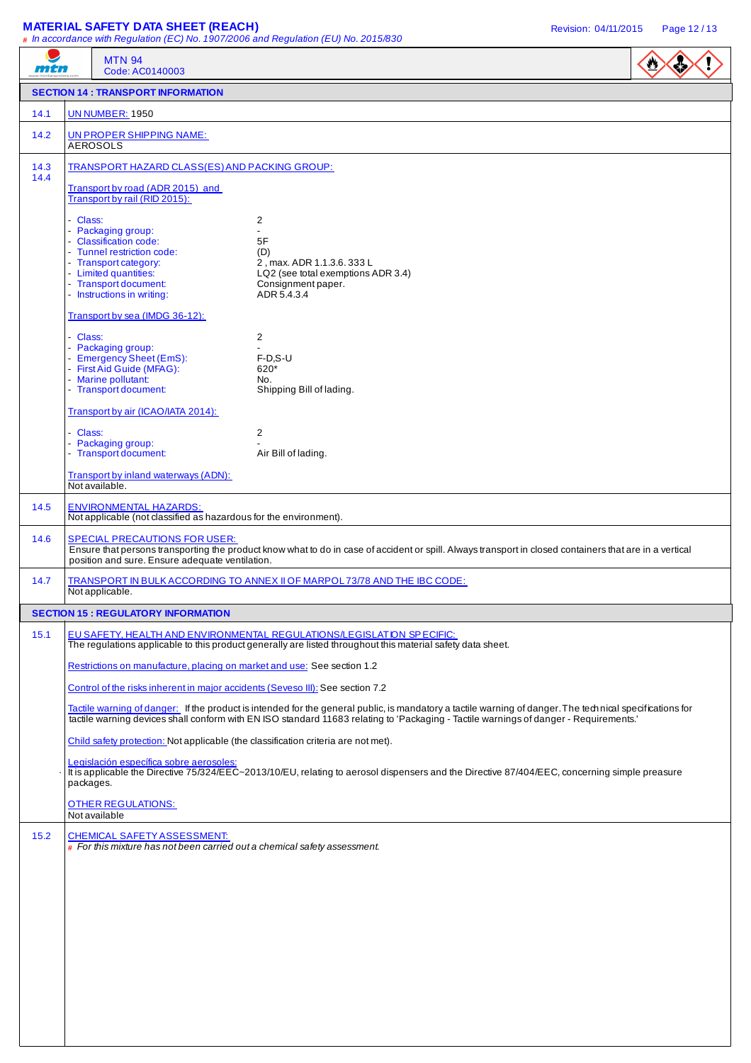# MATERIAL SAFETY DATA SHEET (REACH)

*# In accordance with Regulation (EC) No. 1907/2006 and Regulation (EU) No. 2015/830*

MTN 94
Code: AC0140003

## SECTION 14 : TRANSPORT INFORMATION

**14.1** UN NUMBER: 1950

**14.2** UN PROPER SHIPPING NAME:
AEROSOLS

**14.3 14.4** TRANSPORT HAZARD CLASS(ES) AND PACKING GROUP:

Transport by road (ADR 2015) and Transport by rail (RID 2015):

- Class: 2
- Packaging group: -
- Classification code: 5F
- Tunnel restriction code: (D)
- Transport category: 2 , max. ADR 1.1.3.6. 333 L
- Limited quantities: LQ2 (see total exemptions ADR 3.4)
- Transport document: Consignment paper.
- Instructions in writing: ADR 5.4.3.4

Transport by sea (IMDG 36-12):

- Class: 2
- Packaging group: -
- Emergency Sheet (EmS): F-D,S-U
- First Aid Guide (MFAG): 620*
- Marine pollutant: No.
- Transport document: Shipping Bill of lading.

Transport by air (ICAO/IATA 2014):

- Class: 2
- Packaging group: -
- Transport document: Air Bill of lading.

Transport by inland waterways (ADN):
Not available.

**14.5** ENVIRONMENTAL HAZARDS:
Not applicable (not classified as hazardous for the environment).

**14.6** SPECIAL PRECAUTIONS FOR USER:
Ensure that persons transporting the product know what to do in case of accident or spill. Always transport in closed containers that are in a vertical position and sure. Ensure adequate ventilation.

**14.7** TRANSPORT IN BULK ACCORDING TO ANNEX II OF MARPOL 73/78 AND THE IBC CODE:
Not applicable.

## SECTION 15 : REGULATORY INFORMATION

**15.1** EU SAFETY, HEALTH AND ENVIRONMENTAL REGULATIONS/LEGISLATION SPECIFIC:
The regulations applicable to this product generally are listed throughout this material safety data sheet.

Restrictions on manufacture, placing on market and use: See section 1.2

Control of the risks inherent in major accidents (Seveso III): See section 7.2

Tactile warning of danger: If the product is intended for the general public, is mandatory a tactile warning of danger. The technical specifications for tactile warning devices shall conform with EN ISO standard 11683 relating to 'Packaging - Tactile warnings of danger - Requirements.'

Child safety protection: Not applicable (the classification criteria are not met).

Legislación específica sobre aerosoles:
It is applicable the Directive 75/324/EEC~2013/10/EU, relating to aerosol dispensers and the Directive 87/404/EEC, concerning simple preasure packages.

OTHER REGULATIONS:
Not available

**15.2** CHEMICAL SAFETY ASSESSMENT:
*# For this mixture has not been carried out a chemical safety assessment.*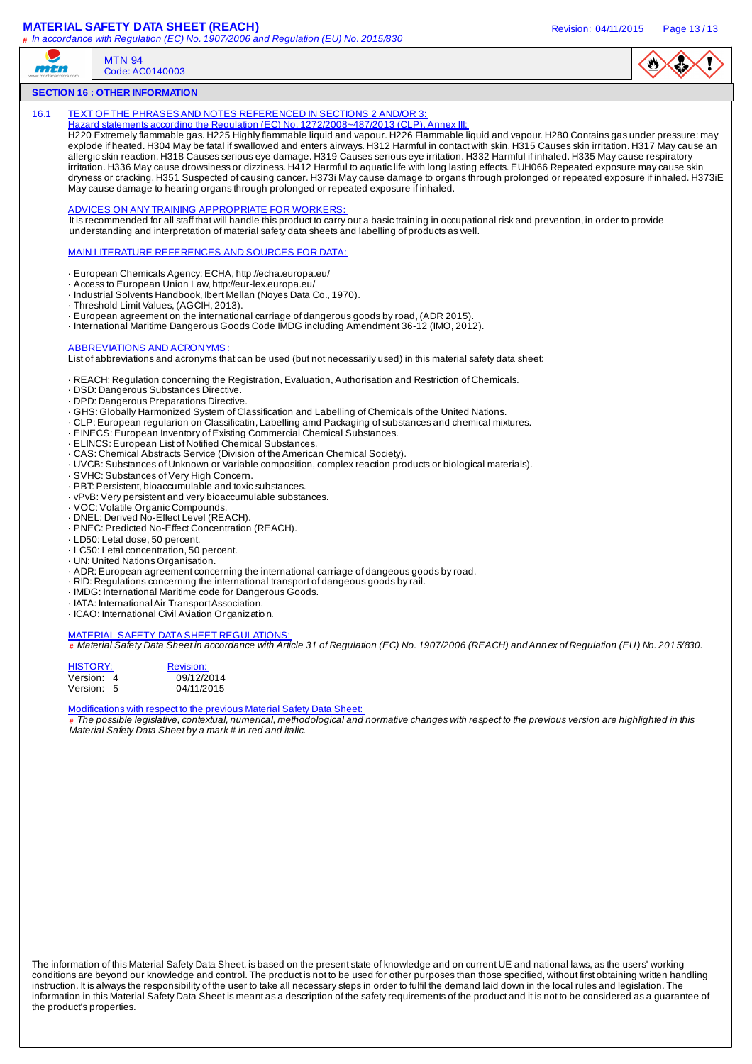MTN 94
Code: AC0140003

## SECTION 16 : OTHER INFORMATION

16.1 TEXT OF THE PHRASES AND NOTES REFERENCED IN SECTIONS 2 AND/OR 3:

Hazard statements according the Regulation (EC) No. 1272/2008~487/2013 (CLP), Annex III:

H220 Extremely flammable gas. H225 Highly flammable liquid and vapour. H226 Flammable liquid and vapour. H280 Contains gas under pressure: may explode if heated. H304 May be fatal if swallowed and enters airways. H312 Harmful in contact with skin. H315 Causes skin irritation. H317 May cause an allergic skin reaction. H318 Causes serious eye damage. H319 Causes serious eye irritation. H332 Harmful if inhaled. H335 May cause respiratory irritation. H336 May cause drowsiness or dizziness. H412 Harmful to aquatic life with long lasting effects. EUH066 Repeated exposure may cause skin dryness or cracking. H351 Suspected of causing cancer. H373i May cause damage to organs through prolonged or repeated exposure if inhaled. H373iE May cause damage to hearing organs through prolonged or repeated exposure if inhaled.

ADVICES ON ANY TRAINING APPROPRIATE FOR WORKERS:

It is recommended for all staff that will handle this product to carry out a basic training in occupational risk and prevention, in order to provide understanding and interpretation of material safety data sheets and labelling of products as well.

MAIN LITERATURE REFERENCES AND SOURCES FOR DATA:

- European Chemicals Agency: ECHA, http://echa.europa.eu/
- Access to European Union Law, http://eur-lex.europa.eu/
- Industrial Solvents Handbook, Ibert Mellan (Noyes Data Co., 1970).
- Threshold Limit Values, (AGCIH, 2013).
- European agreement on the international carriage of dangerous goods by road, (ADR 2015).
- International Maritime Dangerous Goods Code IMDG including Amendment 36-12 (IMO, 2012).

ABBREVIATIONS AND ACRONYMS:

List of abbreviations and acronyms that can be used (but not necessarily used) in this material safety data sheet:

- REACH: Regulation concerning the Registration, Evaluation, Authorisation and Restriction of Chemicals.
- DSD: Dangerous Substances Directive.
- DPD: Dangerous Preparations Directive.
- GHS: Globally Harmonized System of Classification and Labelling of Chemicals of the United Nations.
- CLP: European regluration on Classificatin, Labelling amd Packaging of substances and chemical mixtures.
- EINECS: European Inventory of Existing Commercial Chemical Substances.
- ELINCS: European List of Notified Chemical Substances.
- CAS: Chemical Abstracts Service (Division of the American Chemical Society).
- UVCB: Substances of Unknown or Variable composition, complex reaction products or biological materials).
- SVHC: Substances of Very High Concern.
- PBT: Persistent, bioaccumulable and toxic substances.
- vPvB: Very persistent and very bioaccumulable substances.
- VOC: Volatile Organic Compounds.
- DNEL: Derived No-Effect Level (REACH).
- PNEC: Predicted No-Effect Concentration (REACH).
- LD50: Letal dose, 50 percent.
- LC50: Letal concentration, 50 percent.
- UN: United Nations Organisation.
- ADR: European agreement concerning the international carriage of dangeous goods by road.
- RID: Regulations concerning the international transport of dangeous goods by rail.
- IMDG: International Maritime code for Dangerous Goods.
- IATA: International Air Transport Association.
- ICAO: International Civil Aviation Organization.

MATERIAL SAFETY DATA SHEET REGULATIONS:

# *Material Safety Data Sheet in accordance with Article 31 of Regulation (EC) No. 1907/2006 (REACH) and Annex of Regulation (EU) No. 2015/830.*

| HISTORY: | Revision: |
|---|---|
| Version: 4 | 09/12/2014 |
| Version: 5 | 04/11/2015 |

Modifications with respect to the previous Material Safety Data Sheet:

# *The possible legislative, contextual, numerical, methodological and normative changes with respect to the previous version are highlighted in this Material Safety Data Sheet by a mark # in red and italic.*

The information of this Material Safety Data Sheet, is based on the present state of knowledge and on current UE and national laws, as the users' working conditions are beyond our knowledge and control. The product is not to be used for other purposes than those specified, without first obtaining written handling instruction. It is always the responsibility of the user to take all necessary steps in order to fulfil the demand laid down in the local rules and legislation. The information in this Material Safety Data Sheet is meant as a description of the safety requirements of the product and it is not to be considered as a guarantee of the product's properties.